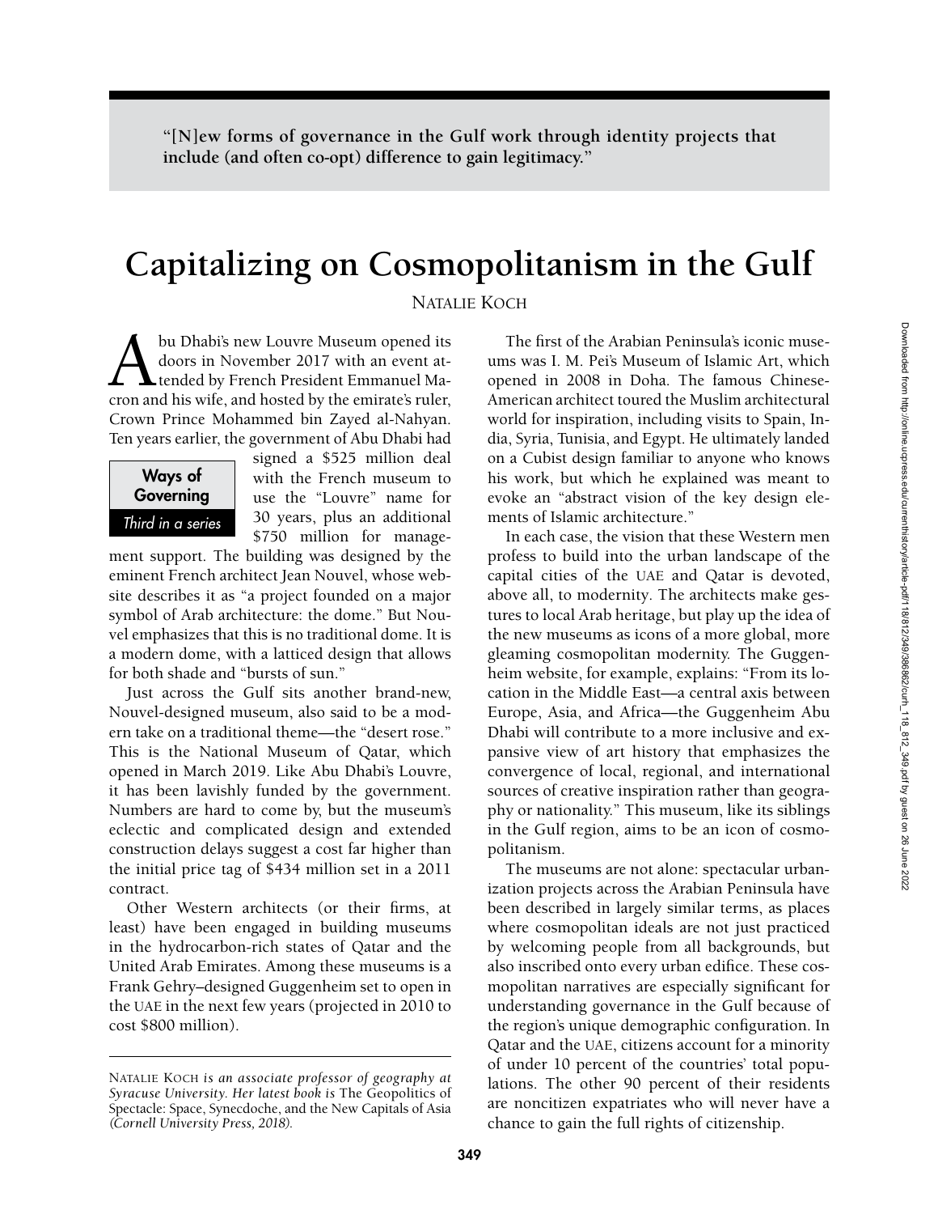"[N]ew forms of governance in the Gulf work through identity projects that include (and often co-opt) difference to gain legitimacy."

# Capitalizing on Cosmopolitanism in the Gulf

NATALIE KOCH

Abu Dhabi's new Louvre Museum opened its doors in November 2017 with an event attended by French President Emmanuel Macron and his wife, and hosted by the emirate's ruler, Crown Prince Mohammed bin Zayed al-Nahyan. Ten years earlier, the government of Abu Dhabi had signed a $525 million deal with the French museum to use the "Louvre" name for 30 years, plus an additional $750 million for management support. The building was designed by the eminent French architect Jean Nouvel, whose website describes it as "a project founded on a major symbol of Arab architecture: the dome." But Nouvel emphasizes that this is no traditional dome. It is a modern dome, with a latticed design that allows for both shade and "bursts of sun."

**Ways of Governing**
*Third in a series*

Just across the Gulf sits another brand-new, Nouvel-designed museum, also said to be a modern take on a traditional theme—the "desert rose." This is the National Museum of Qatar, which opened in March 2019. Like Abu Dhabi's Louvre, it has been lavishly funded by the government. Numbers are hard to come by, but the museum's eclectic and complicated design and extended construction delays suggest a cost far higher than the initial price tag of $434 million set in a 2011 contract.

Other Western architects (or their firms, at least) have been engaged in building museums in the hydrocarbon-rich states of Qatar and the United Arab Emirates. Among these museums is a Frank Gehry–designed Guggenheim set to open in the UAE in the next few years (projected in 2010 to cost $800 million).

The first of the Arabian Peninsula's iconic museums was I. M. Pei's Museum of Islamic Art, which opened in 2008 in Doha. The famous Chinese-American architect toured the Muslim architectural world for inspiration, including visits to Spain, India, Syria, Tunisia, and Egypt. He ultimately landed on a Cubist design familiar to anyone who knows his work, but which he explained was meant to evoke an "abstract vision of the key design elements of Islamic architecture."

In each case, the vision that these Western men profess to build into the urban landscape of the capital cities of the UAE and Qatar is devoted, above all, to modernity. The architects make gestures to local Arab heritage, but play up the idea of the new museums as icons of a more global, more gleaming cosmopolitan modernity. The Guggenheim website, for example, explains: "From its location in the Middle East—a central axis between Europe, Asia, and Africa—the Guggenheim Abu Dhabi will contribute to a more inclusive and expansive view of art history that emphasizes the convergence of local, regional, and international sources of creative inspiration rather than geography or nationality." This museum, like its siblings in the Gulf region, aims to be an icon of cosmopolitanism.

The museums are not alone: spectacular urbanization projects across the Arabian Peninsula have been described in largely similar terms, as places where cosmopolitan ideals are not just practiced by welcoming people from all backgrounds, but also inscribed onto every urban edifice. These cosmopolitan narratives are especially significant for understanding governance in the Gulf because of the region's unique demographic configuration. In Qatar and the UAE, citizens account for a minority of under 10 percent of the countries' total populations. The other 90 percent of their residents are noncitizen expatriates who will never have a chance to gain the full rights of citizenship.

---

NATALIE KOCH *is an associate professor of geography at Syracuse University. Her latest book is* The Geopolitics of Spectacle: Space, Synecdoche, and the New Capitals of Asia *(Cornell University Press, 2018).*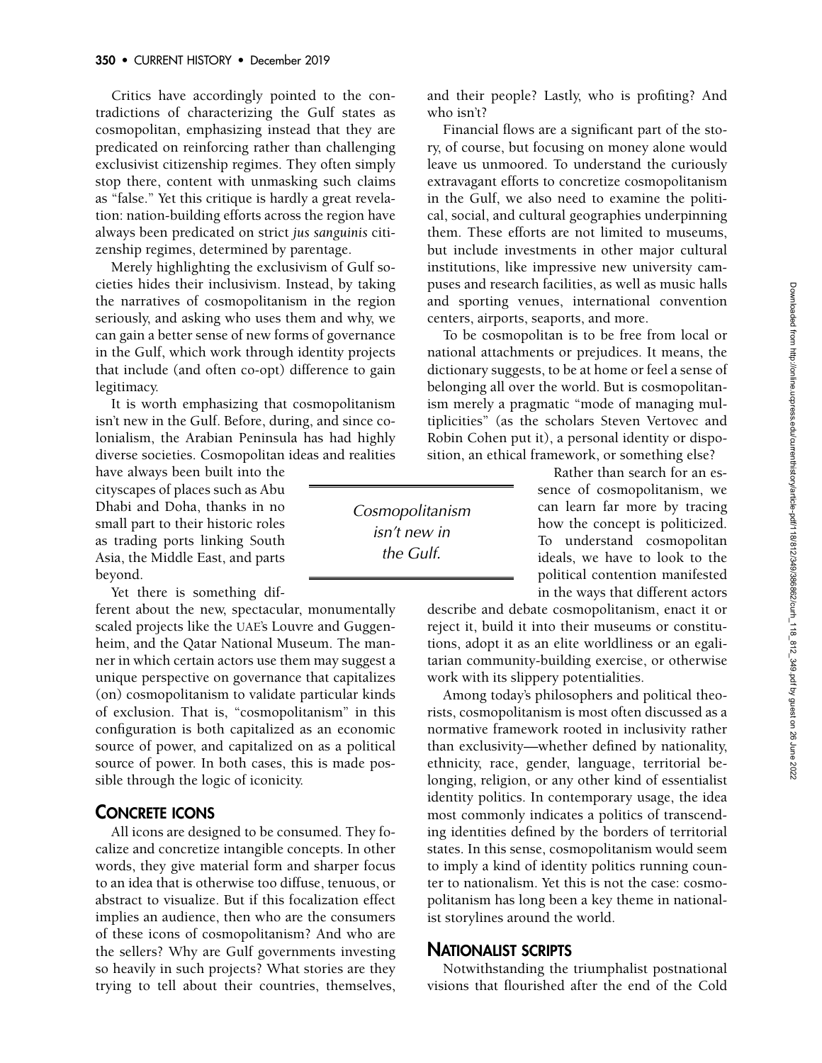Critics have accordingly pointed to the contradictions of characterizing the Gulf states as cosmopolitan, emphasizing instead that they are predicated on reinforcing rather than challenging exclusivist citizenship regimes. They often simply stop there, content with unmasking such claims as "false." Yet this critique is hardly a great revelation: nation-building efforts across the region have always been predicated on strict *jus sanguinis* citizenship regimes, determined by parentage.

Merely highlighting the exclusivism of Gulf societies hides their inclusivism. Instead, by taking the narratives of cosmopolitanism in the region seriously, and asking who uses them and why, we can gain a better sense of new forms of governance in the Gulf, which work through identity projects that include (and often co-opt) difference to gain legitimacy.

It is worth emphasizing that cosmopolitanism isn't new in the Gulf. Before, during, and since colonialism, the Arabian Peninsula has had highly diverse societies. Cosmopolitan ideas and realities have always been built into the cityscapes of places such as Abu Dhabi and Doha, thanks in no small part to their historic roles as trading ports linking South Asia, the Middle East, and parts beyond.

Yet there is something different about the new, spectacular, monumentally scaled projects like the UAE's Louvre and Guggenheim, and the Qatar National Museum. The manner in which certain actors use them may suggest a unique perspective on governance that capitalizes (on) cosmopolitanism to validate particular kinds of exclusion. That is, "cosmopolitanism" in this configuration is both capitalized as an economic source of power, and capitalized on as a political source of power. In both cases, this is made possible through the logic of iconicity.

## CONCRETE ICONS

All icons are designed to be consumed. They focalize and concretize intangible concepts. In other words, they give material form and sharper focus to an idea that is otherwise too diffuse, tenuous, or abstract to visualize. But if this focalization effect implies an audience, then who are the consumers of these icons of cosmopolitanism? And who are the sellers? Why are Gulf governments investing so heavily in such projects? What stories are they trying to tell about their countries, themselves, and their people? Lastly, who is profiting? And who isn't?

Financial flows are a significant part of the story, of course, but focusing on money alone would leave us unmoored. To understand the curiously extravagant efforts to concretize cosmopolitanism in the Gulf, we also need to examine the political, social, and cultural geographies underpinning them. These efforts are not limited to museums, but include investments in other major cultural institutions, like impressive new university campuses and research facilities, as well as music halls and sporting venues, international convention centers, airports, seaports, and more.

To be cosmopolitan is to be free from local or national attachments or prejudices. It means, the dictionary suggests, to be at home or feel a sense of belonging all over the world. But is cosmopolitanism merely a pragmatic "mode of managing multiplicities" (as the scholars Steven Vertovec and Robin Cohen put it), a personal identity or disposition, an ethical framework, or something else?

> *Cosmopolitanism isn't new in the Gulf.*

Rather than search for an essence of cosmopolitanism, we can learn far more by tracing how the concept is politicized. To understand cosmopolitan ideals, we have to look to the political contention manifested in the ways that different actors describe and debate cosmopolitanism, enact it or reject it, build it into their museums or constitutions, adopt it as an elite worldliness or an egalitarian community-building exercise, or otherwise work with its slippery potentialities.

Among today's philosophers and political theorists, cosmopolitanism is most often discussed as a normative framework rooted in inclusivity rather than exclusivity—whether defined by nationality, ethnicity, race, gender, language, territorial belonging, religion, or any other kind of essentialist identity politics. In contemporary usage, the idea most commonly indicates a politics of transcending identities defined by the borders of territorial states. In this sense, cosmopolitanism would seem to imply a kind of identity politics running counter to nationalism. Yet this is not the case: cosmopolitanism has long been a key theme in nationalist storylines around the world.

## NATIONALIST SCRIPTS

Notwithstanding the triumphalist postnational visions that flourished after the end of the Cold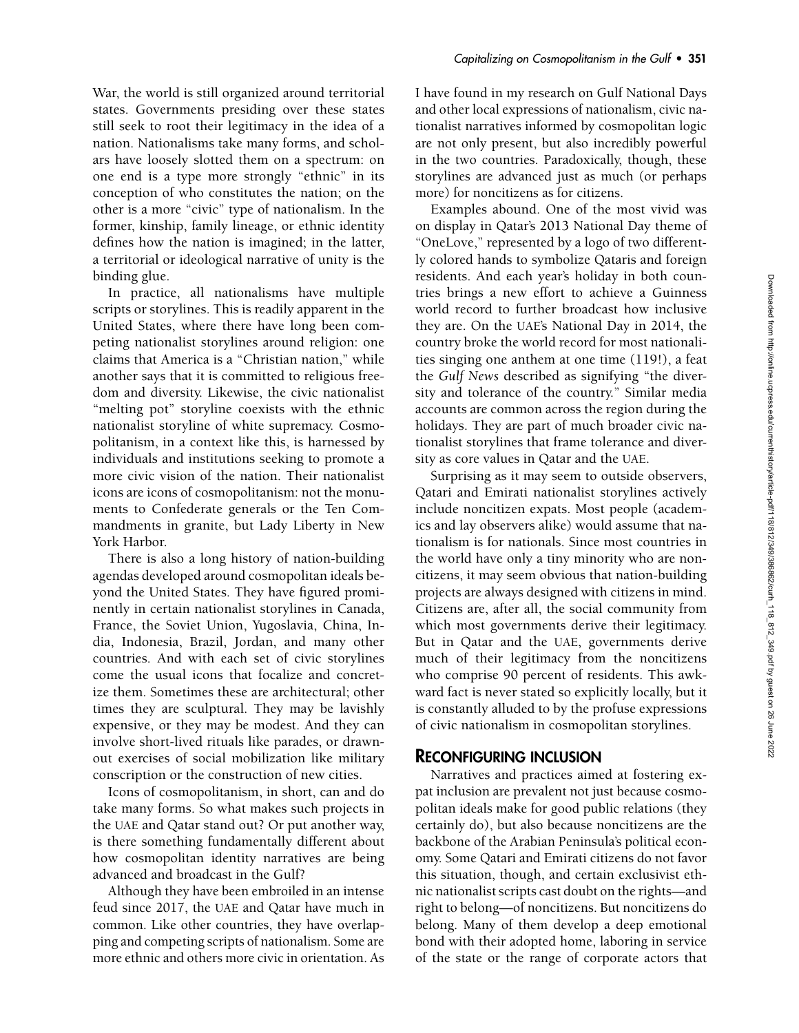War, the world is still organized around territorial states. Governments presiding over these states still seek to root their legitimacy in the idea of a nation. Nationalisms take many forms, and scholars have loosely slotted them on a spectrum: on one end is a type more strongly "ethnic" in its conception of who constitutes the nation; on the other is a more "civic" type of nationalism. In the former, kinship, family lineage, or ethnic identity defines how the nation is imagined; in the latter, a territorial or ideological narrative of unity is the binding glue.

In practice, all nationalisms have multiple scripts or storylines. This is readily apparent in the United States, where there have long been competing nationalist storylines around religion: one claims that America is a "Christian nation," while another says that it is committed to religious freedom and diversity. Likewise, the civic nationalist "melting pot" storyline coexists with the ethnic nationalist storyline of white supremacy. Cosmopolitanism, in a context like this, is harnessed by individuals and institutions seeking to promote a more civic vision of the nation. Their nationalist icons are icons of cosmopolitanism: not the monuments to Confederate generals or the Ten Commandments in granite, but Lady Liberty in New York Harbor.

There is also a long history of nation-building agendas developed around cosmopolitan ideals beyond the United States. They have figured prominently in certain nationalist storylines in Canada, France, the Soviet Union, Yugoslavia, China, India, Indonesia, Brazil, Jordan, and many other countries. And with each set of civic storylines come the usual icons that focalize and concretize them. Sometimes these are architectural; other times they are sculptural. They may be lavishly expensive, or they may be modest. And they can involve short-lived rituals like parades, or drawn-out exercises of social mobilization like military conscription or the construction of new cities.

Icons of cosmopolitanism, in short, can and do take many forms. So what makes such projects in the UAE and Qatar stand out? Or put another way, is there something fundamentally different about how cosmopolitan identity narratives are being advanced and broadcast in the Gulf?

Although they have been embroiled in an intense feud since 2017, the UAE and Qatar have much in common. Like other countries, they have overlapping and competing scripts of nationalism. Some are more ethnic and others more civic in orientation. As I have found in my research on Gulf National Days and other local expressions of nationalism, civic nationalist narratives informed by cosmopolitan logic are not only present, but also incredibly powerful in the two countries. Paradoxically, though, these storylines are advanced just as much (or perhaps more) for noncitizens as for citizens.

Examples abound. One of the most vivid was on display in Qatar's 2013 National Day theme of "OneLove," represented by a logo of two differently colored hands to symbolize Qataris and foreign residents. And each year's holiday in both countries brings a new effort to achieve a Guinness world record to further broadcast how inclusive they are. On the UAE's National Day in 2014, the country broke the world record for most nationalities singing one anthem at one time (119!), a feat the *Gulf News* described as signifying "the diversity and tolerance of the country." Similar media accounts are common across the region during the holidays. They are part of much broader civic nationalist storylines that frame tolerance and diversity as core values in Qatar and the UAE.

Surprising as it may seem to outside observers, Qatari and Emirati nationalist storylines actively include noncitizen expats. Most people (academics and lay observers alike) would assume that nationalism is for nationals. Since most countries in the world have only a tiny minority who are noncitizens, it may seem obvious that nation-building projects are always designed with citizens in mind. Citizens are, after all, the social community from which most governments derive their legitimacy. But in Qatar and the UAE, governments derive much of their legitimacy from the noncitizens who comprise 90 percent of residents. This awkward fact is never stated so explicitly locally, but it is constantly alluded to by the profuse expressions of civic nationalism in cosmopolitan storylines.

## Reconfiguring inclusion

Narratives and practices aimed at fostering expat inclusion are prevalent not just because cosmopolitan ideals make for good public relations (they certainly do), but also because noncitizens are the backbone of the Arabian Peninsula's political economy. Some Qatari and Emirati citizens do not favor this situation, though, and certain exclusivist ethnic nationalist scripts cast doubt on the rights—and right to belong—of noncitizens. But noncitizens do belong. Many of them develop a deep emotional bond with their adopted home, laboring in service of the state or the range of corporate actors that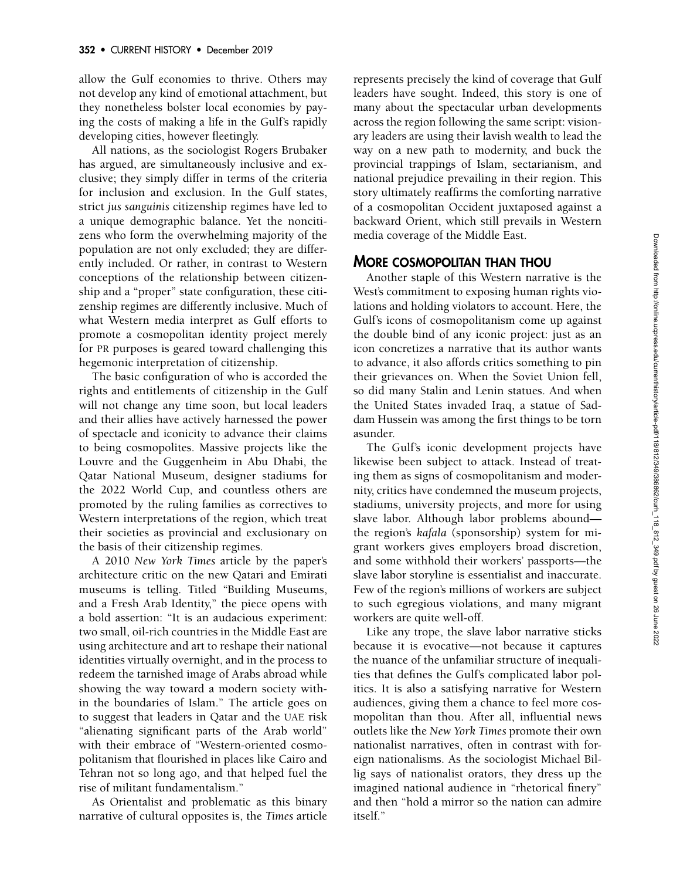allow the Gulf economies to thrive. Others may not develop any kind of emotional attachment, but they nonetheless bolster local economies by paying the costs of making a life in the Gulf's rapidly developing cities, however fleetingly.

All nations, as the sociologist Rogers Brubaker has argued, are simultaneously inclusive and exclusive; they simply differ in terms of the criteria for inclusion and exclusion. In the Gulf states, strict *jus sanguinis* citizenship regimes have led to a unique demographic balance. Yet the noncitizens who form the overwhelming majority of the population are not only excluded; they are differently included. Or rather, in contrast to Western conceptions of the relationship between citizenship and a "proper" state configuration, these citizenship regimes are differently inclusive. Much of what Western media interpret as Gulf efforts to promote a cosmopolitan identity project merely for PR purposes is geared toward challenging this hegemonic interpretation of citizenship.

The basic configuration of who is accorded the rights and entitlements of citizenship in the Gulf will not change any time soon, but local leaders and their allies have actively harnessed the power of spectacle and iconicity to advance their claims to being cosmopolites. Massive projects like the Louvre and the Guggenheim in Abu Dhabi, the Qatar National Museum, designer stadiums for the 2022 World Cup, and countless others are promoted by the ruling families as correctives to Western interpretations of the region, which treat their societies as provincial and exclusionary on the basis of their citizenship regimes.

A 2010 *New York Times* article by the paper's architecture critic on the new Qatari and Emirati museums is telling. Titled "Building Museums, and a Fresh Arab Identity," the piece opens with a bold assertion: "It is an audacious experiment: two small, oil-rich countries in the Middle East are using architecture and art to reshape their national identities virtually overnight, and in the process to redeem the tarnished image of Arabs abroad while showing the way toward a modern society within the boundaries of Islam." The article goes on to suggest that leaders in Qatar and the UAE risk "alienating significant parts of the Arab world" with their embrace of "Western-oriented cosmopolitanism that flourished in places like Cairo and Tehran not so long ago, and that helped fuel the rise of militant fundamentalism."

As Orientalist and problematic as this binary narrative of cultural opposites is, the *Times* article represents precisely the kind of coverage that Gulf leaders have sought. Indeed, this story is one of many about the spectacular urban developments across the region following the same script: visionary leaders are using their lavish wealth to lead the way on a new path to modernity, and buck the provincial trappings of Islam, sectarianism, and national prejudice prevailing in their region. This story ultimately reaffirms the comforting narrative of a cosmopolitan Occident juxtaposed against a backward Orient, which still prevails in Western media coverage of the Middle East.

## More cosmopolitan than thou

Another staple of this Western narrative is the West's commitment to exposing human rights violations and holding violators to account. Here, the Gulf's icons of cosmopolitanism come up against the double bind of any iconic project: just as an icon concretizes a narrative that its author wants to advance, it also affords critics something to pin their grievances on. When the Soviet Union fell, so did many Stalin and Lenin statues. And when the United States invaded Iraq, a statue of Saddam Hussein was among the first things to be torn asunder.

The Gulf's iconic development projects have likewise been subject to attack. Instead of treating them as signs of cosmopolitanism and modernity, critics have condemned the museum projects, stadiums, university projects, and more for using slave labor. Although labor problems abound—the region's *kafala* (sponsorship) system for migrant workers gives employers broad discretion, and some withhold their workers' passports—the slave labor storyline is essentialist and inaccurate. Few of the region's millions of workers are subject to such egregious violations, and many migrant workers are quite well-off.

Like any trope, the slave labor narrative sticks because it is evocative—not because it captures the nuance of the unfamiliar structure of inequalities that defines the Gulf's complicated labor politics. It is also a satisfying narrative for Western audiences, giving them a chance to feel more cosmopolitan than thou. After all, influential news outlets like the *New York Times* promote their own nationalist narratives, often in contrast with foreign nationalisms. As the sociologist Michael Billig says of nationalist orators, they dress up the imagined national audience in "rhetorical finery" and then "hold a mirror so the nation can admire itself."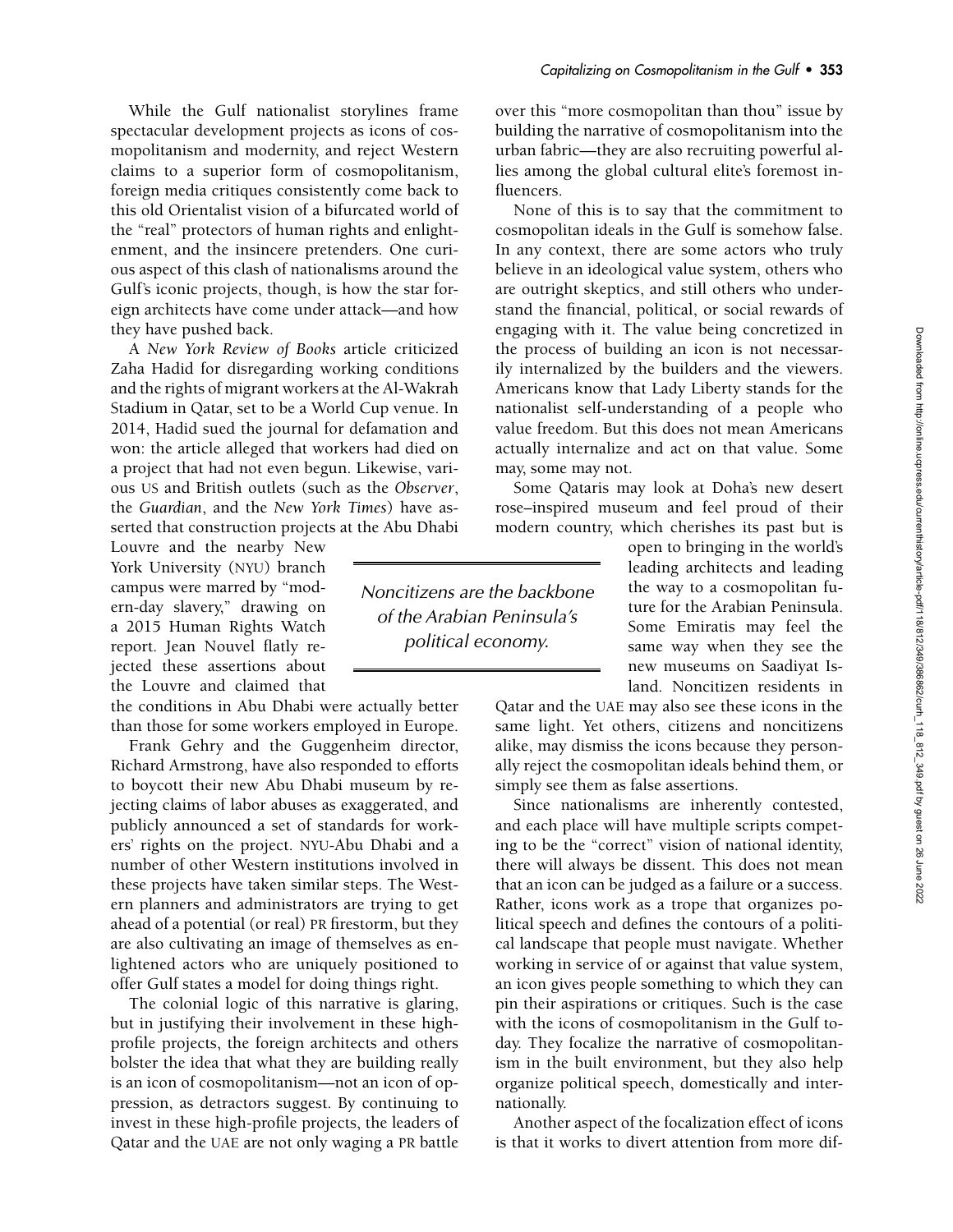While the Gulf nationalist storylines frame spectacular development projects as icons of cosmopolitanism and modernity, and reject Western claims to a superior form of cosmopolitanism, foreign media critiques consistently come back to this old Orientalist vision of a bifurcated world of the "real" protectors of human rights and enlightenment, and the insincere pretenders. One curious aspect of this clash of nationalisms around the Gulf's iconic projects, though, is how the star foreign architects have come under attack—and how they have pushed back.

A *New York Review of Books* article criticized Zaha Hadid for disregarding working conditions and the rights of migrant workers at the Al-Wakrah Stadium in Qatar, set to be a World Cup venue. In 2014, Hadid sued the journal for defamation and won: the article alleged that workers had died on a project that had not even begun. Likewise, various US and British outlets (such as the *Observer*, the *Guardian*, and the *New York Times*) have asserted that construction projects at the Abu Dhabi Louvre and the nearby New York University (NYU) branch campus were marred by "modern-day slavery," drawing on a 2015 Human Rights Watch report. Jean Nouvel flatly rejected these assertions about the Louvre and claimed that the conditions in Abu Dhabi were actually better than those for some workers employed in Europe.

> *Noncitizens are the backbone of the Arabian Peninsula's political economy.*

Frank Gehry and the Guggenheim director, Richard Armstrong, have also responded to efforts to boycott their new Abu Dhabi museum by rejecting claims of labor abuses as exaggerated, and publicly announced a set of standards for workers' rights on the project. NYU-Abu Dhabi and a number of other Western institutions involved in these projects have taken similar steps. The Western planners and administrators are trying to get ahead of a potential (or real) PR firestorm, but they are also cultivating an image of themselves as enlightened actors who are uniquely positioned to offer Gulf states a model for doing things right.

The colonial logic of this narrative is glaring, but in justifying their involvement in these high-profile projects, the foreign architects and others bolster the idea that what they are building really is an icon of cosmopolitanism—not an icon of oppression, as detractors suggest. By continuing to invest in these high-profile projects, the leaders of Qatar and the UAE are not only waging a PR battle over this "more cosmopolitan than thou" issue by building the narrative of cosmopolitanism into the urban fabric—they are also recruiting powerful allies among the global cultural elite's foremost influencers.

None of this is to say that the commitment to cosmopolitan ideals in the Gulf is somehow false. In any context, there are some actors who truly believe in an ideological value system, others who are outright skeptics, and still others who understand the financial, political, or social rewards of engaging with it. The value being concretized in the process of building an icon is not necessarily internalized by the builders and the viewers. Americans know that Lady Liberty stands for the nationalist self-understanding of a people who value freedom. But this does not mean Americans actually internalize and act on that value. Some may, some may not.

Some Qataris may look at Doha's new desert rose–inspired museum and feel proud of their modern country, which cherishes its past but is open to bringing in the world's leading architects and leading the way to a cosmopolitan future for the Arabian Peninsula. Some Emiratis may feel the same way when they see the new museums on Saadiyat Island. Noncitizen residents in Qatar and the UAE may also see these icons in the same light. Yet others, citizens and noncitizens alike, may dismiss the icons because they personally reject the cosmopolitan ideals behind them, or simply see them as false assertions.

Since nationalisms are inherently contested, and each place will have multiple scripts competing to be the "correct" vision of national identity, there will always be dissent. This does not mean that an icon can be judged as a failure or a success. Rather, icons work as a trope that organizes political speech and defines the contours of a political landscape that people must navigate. Whether working in service of or against that value system, an icon gives people something to which they can pin their aspirations or critiques. Such is the case with the icons of cosmopolitanism in the Gulf today. They focalize the narrative of cosmopolitanism in the built environment, but they also help organize political speech, domestically and internationally.

Another aspect of the focalization effect of icons is that it works to divert attention from more dif-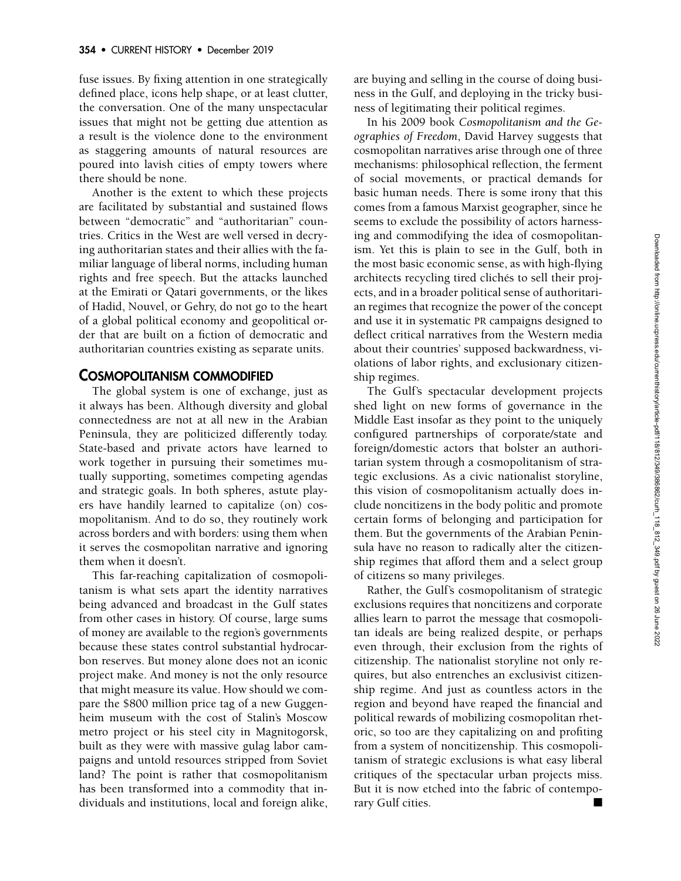fuse issues. By fixing attention in one strategically defined place, icons help shape, or at least clutter, the conversation. One of the many unspectacular issues that might not be getting due attention as a result is the violence done to the environment as staggering amounts of natural resources are poured into lavish cities of empty towers where there should be none.

Another is the extent to which these projects are facilitated by substantial and sustained flows between "democratic" and "authoritarian" countries. Critics in the West are well versed in decrying authoritarian states and their allies with the familiar language of liberal norms, including human rights and free speech. But the attacks launched at the Emirati or Qatari governments, or the likes of Hadid, Nouvel, or Gehry, do not go to the heart of a global political economy and geopolitical order that are built on a fiction of democratic and authoritarian countries existing as separate units.

## COSMOPOLITANISM COMMODIFIED

The global system is one of exchange, just as it always has been. Although diversity and global connectedness are not at all new in the Arabian Peninsula, they are politicized differently today. State-based and private actors have learned to work together in pursuing their sometimes mutually supporting, sometimes competing agendas and strategic goals. In both spheres, astute players have handily learned to capitalize (on) cosmopolitanism. And to do so, they routinely work across borders and with borders: using them when it serves the cosmopolitan narrative and ignoring them when it doesn't.

This far-reaching capitalization of cosmopolitanism is what sets apart the identity narratives being advanced and broadcast in the Gulf states from other cases in history. Of course, large sums of money are available to the region's governments because these states control substantial hydrocarbon reserves. But money alone does not an iconic project make. And money is not the only resource that might measure its value. How should we compare the $800 million price tag of a new Guggenheim museum with the cost of Stalin's Moscow metro project or his steel city in Magnitogorsk, built as they were with massive gulag labor campaigns and untold resources stripped from Soviet land? The point is rather that cosmopolitanism has been transformed into a commodity that individuals and institutions, local and foreign alike, are buying and selling in the course of doing business in the Gulf, and deploying in the tricky business of legitimating their political regimes.

In his 2009 book *Cosmopolitanism and the Geographies of Freedom*, David Harvey suggests that cosmopolitan narratives arise through one of three mechanisms: philosophical reflection, the ferment of social movements, or practical demands for basic human needs. There is some irony that this comes from a famous Marxist geographer, since he seems to exclude the possibility of actors harnessing and commodifying the idea of cosmopolitanism. Yet this is plain to see in the Gulf, both in the most basic economic sense, as with high-flying architects recycling tired clichés to sell their projects, and in a broader political sense of authoritarian regimes that recognize the power of the concept and use it in systematic PR campaigns designed to deflect critical narratives from the Western media about their countries' supposed backwardness, violations of labor rights, and exclusionary citizenship regimes.

The Gulf's spectacular development projects shed light on new forms of governance in the Middle East insofar as they point to the uniquely configured partnerships of corporate/state and foreign/domestic actors that bolster an authoritarian system through a cosmopolitanism of strategic exclusions. As a civic nationalist storyline, this vision of cosmopolitanism actually does include noncitizens in the body politic and promote certain forms of belonging and participation for them. But the governments of the Arabian Peninsula have no reason to radically alter the citizenship regimes that afford them and a select group of citizens so many privileges.

Rather, the Gulf's cosmopolitanism of strategic exclusions requires that noncitizens and corporate allies learn to parrot the message that cosmopolitan ideals are being realized despite, or perhaps even through, their exclusion from the rights of citizenship. The nationalist storyline not only requires, but also entrenches an exclusivist citizenship regime. And just as countless actors in the region and beyond have reaped the financial and political rewards of mobilizing cosmopolitan rhetoric, so too are they capitalizing on and profiting from a system of noncitizenship. This cosmopolitanism of strategic exclusions is what easy liberal critiques of the spectacular urban projects miss. But it is now etched into the fabric of contemporary Gulf cities. ■